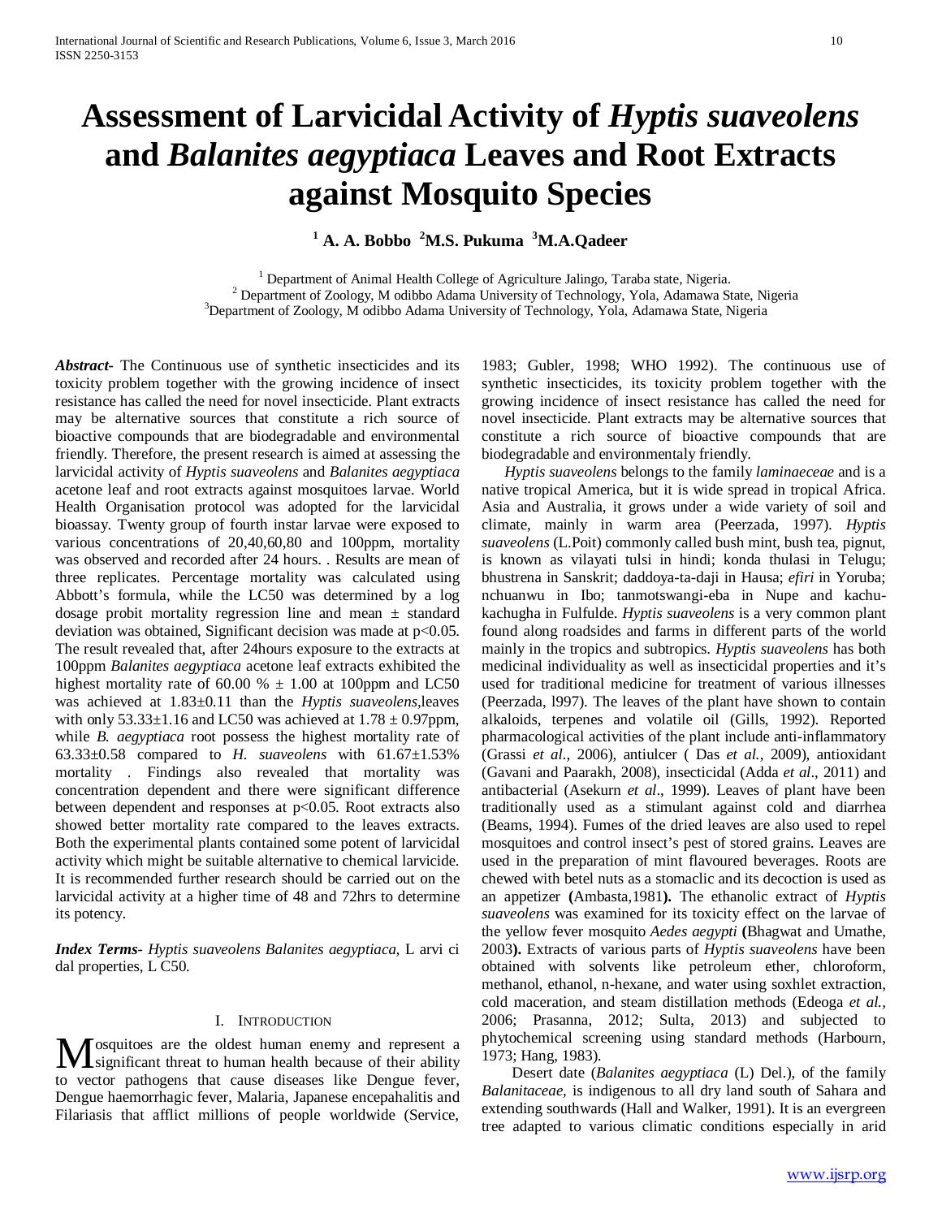# Assessment of Larvicidal Activity of *Hyptis suaveolens* and *Balanites aegyptiaca* Leaves and Root Extracts against Mosquito Species

**[1] A. A. Bobbo [2]M.S. Pukuma [3]M.A.Qadeer**

[1] Department of Animal Health College of Agriculture Jalingo, Taraba state, Nigeria.
[2] Department of Zoology, M odibbo Adama University of Technology, Yola, Adamawa State, Nigeria
[3]Department of Zoology, M odibbo Adama University of Technology, Yola, Adamawa State, Nigeria

***Abstract-*** The Continuous use of synthetic insecticides and its toxicity problem together with the growing incidence of insect resistance has called the need for novel insecticide. Plant extracts may be alternative sources that constitute a rich source of bioactive compounds that are biodegradable and environmental friendly. Therefore, the present research is aimed at assessing the larvicidal activity of *Hyptis suaveolens* and *Balanites aegyptiaca* acetone leaf and root extracts against mosquitoes larvae. World Health Organisation protocol was adopted for the larvicidal bioassay. Twenty group of fourth instar larvae were exposed to various concentrations of 20,40,60,80 and 100ppm, mortality was observed and recorded after 24 hours. . Results are mean of three replicates. Percentage mortality was calculated using Abbott's formula, while the LC50 was determined by a log dosage probit mortality regression line and mean ± standard deviation was obtained, Significant decision was made at $p<0.05$. The result revealed that, after 24hours exposure to the extracts at 100ppm *Balanites aegyptiaca* acetone leaf extracts exhibited the highest mortality rate of 60.00 % ± 1.00 at 100ppm and LC50 was achieved at 1.83±0.11 than the *Hyptis suaveolens*,leaves with only 53.33±1.16 and LC50 was achieved at 1.78 ± 0.97ppm, while *B. aegyptiaca* root possess the highest mortality rate of 63.33±0.58 compared to *H. suaveolens* with 61.67±1.53% mortality . Findings also revealed that mortality was concentration dependent and there were significant difference between dependent and responses at $p<0.05$. Root extracts also showed better mortality rate compared to the leaves extracts. Both the experimental plants contained some potent of larvicidal activity which might be suitable alternative to chemical larvicide. It is recommended further research should be carried out on the larvicidal activity at a higher time of 48 and 72hrs to determine its potency.

***Index Terms-*** *Hyptis suaveolens Balanites aegyptiaca,* L arvi ci dal properties, L C50.

## I. Introduction

Mosquitoes are the oldest human enemy and represent a significant threat to human health because of their ability to vector pathogens that cause diseases like Dengue fever, Dengue haemorrhagic fever, Malaria, Japanese encepahalitis and Filariasis that afflict millions of people worldwide (Service, 1983; Gubler, 1998; WHO 1992). The continuous use of synthetic insecticides, its toxicity problem together with the growing incidence of insect resistance has called the need for novel insecticide. Plant extracts may be alternative sources that constitute a rich source of bioactive compounds that are biodegradable and environmentaly friendly.

*Hyptis suaveolens* belongs to the family *laminaeceae* and is a native tropical America, but it is wide spread in tropical Africa. Asia and Australia, it grows under a wide variety of soil and climate, mainly in warm area (Peerzada, 1997). *Hyptis suaveolens* (L.Poit) commonly called bush mint, bush tea, pignut, is known as vilayati tulsi in hindi; konda thulasi in Telugu; bhustrena in Sanskrit; daddoya-ta-daji in Hausa; *efiri* in Yoruba; nchuanwu in Ibo; tanmotswangi-eba in Nupe and kachu-kachugha in Fulfulde. *Hyptis suaveolens* is a very common plant found along roadsides and farms in different parts of the world mainly in the tropics and subtropics. *Hyptis suaveolens* has both medicinal individuality as well as insecticidal properties and it's used for traditional medicine for treatment of various illnesses (Peerzada, l997). The leaves of the plant have shown to contain alkaloids, terpenes and volatile oil (Gills, 1992). Reported pharmacological activities of the plant include anti-inflammatory (Grassi *et al*., 2006), antiulcer ( Das *et al.*, 2009), antioxidant (Gavani and Paarakh, 2008), insecticidal (Adda *et al*., 2011) and antibacterial (Asekurn *et al*., 1999). Leaves of plant have been traditionally used as a stimulant against cold and diarrhea (Beams, 1994). Fumes of the dried leaves are also used to repel mosquitoes and control insect's pest of stored grains. Leaves are used in the preparation of mint flavoured beverages. Roots are chewed with betel nuts as a stomaclic and its decoction is used as an appetizer **(**Ambasta,1981**).** The ethanolic extract of *Hyptis suaveolens* was examined for its toxicity effect on the larvae of the yellow fever mosquito *Aedes aegypti* **(**Bhagwat and Umathe, 2003**).** Extracts of various parts of *Hyptis suaveolens* have been obtained with solvents like petroleum ether, chloroform, methanol, ethanol, n-hexane, and water using soxhlet extraction, cold maceration, and steam distillation methods (Edeoga *et al.,* 2006; Prasanna, 2012; Sulta, 2013) and subjected to phytochemical screening using standard methods (Harbourn, 1973; Hang, 1983).

Desert date (*Balanites aegyptiaca* (L) Del.), of the family *Balanitaceae,* is indigenous to all dry land south of Sahara and extending southwards (Hall and Walker, 1991). It is an evergreen tree adapted to various climatic conditions especially in arid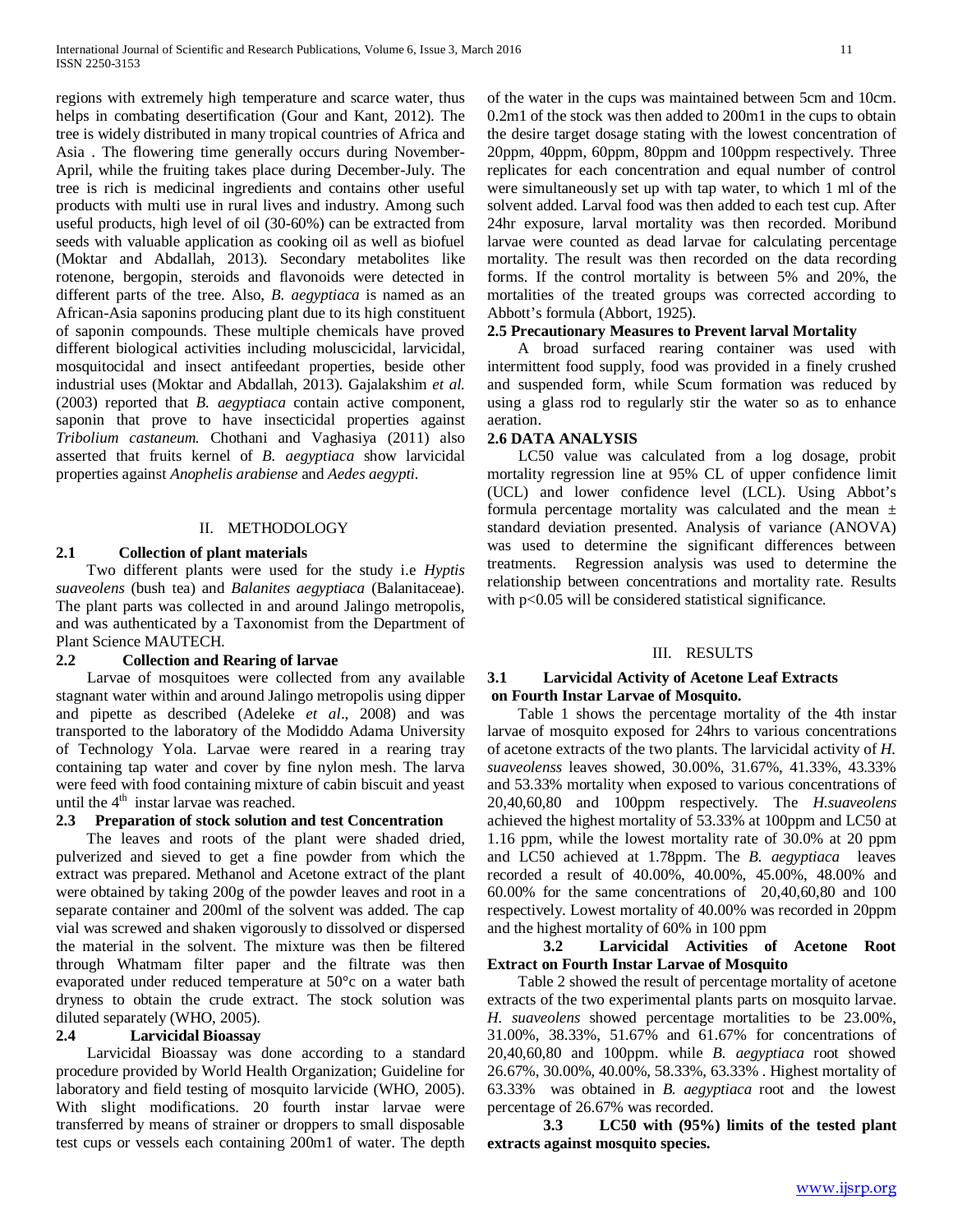regions with extremely high temperature and scarce water, thus helps in combating desertification (Gour and Kant, 2012). The tree is widely distributed in many tropical countries of Africa and Asia . The flowering time generally occurs during November-April, while the fruiting takes place during December-July. The tree is rich is medicinal ingredients and contains other useful products with multi use in rural lives and industry. Among such useful products, high level of oil (30-60%) can be extracted from seeds with valuable application as cooking oil as well as biofuel (Moktar and Abdallah, 2013). Secondary metabolites like rotenone, bergopin, steroids and flavonoids were detected in different parts of the tree. Also, *B. aegyptiaca* is named as an African-Asia saponins producing plant due to its high constituent of saponin compounds. These multiple chemicals have proved different biological activities including moluscicidal, larvicidal, mosquitocidal and insect antifeedant properties, beside other industrial uses (Moktar and Abdallah, 2013). Gajalakshim *et al.* (2003) reported that *B. aegyptiaca* contain active component, saponin that prove to have insecticidal properties against *Tribolium castaneum.* Chothani and Vaghasiya (2011) also asserted that fruits kernel of *B. aegyptiaca* show larvicidal properties against *Anophelis arabiense* and *Aedes aegypti.*

## II. METHODOLOGY

### 2.1 Collection of plant materials

Two different plants were used for the study i.e *Hyptis suaveolens* (bush tea) and *Balanites aegyptiaca* (Balanitaceae). The plant parts was collected in and around Jalingo metropolis, and was authenticated by a Taxonomist from the Department of Plant Science MAUTECH.

### 2.2 Collection and Rearing of larvae

Larvae of mosquitoes were collected from any available stagnant water within and around Jalingo metropolis using dipper and pipette as described (Adeleke *et al*., 2008) and was transported to the laboratory of the Modiddo Adama University of Technology Yola. Larvae were reared in a rearing tray containing tap water and cover by fine nylon mesh. The larva were feed with food containing mixture of cabin biscuit and yeast until the 4th instar larvae was reached.

### 2.3 Preparation of stock solution and test Concentration

The leaves and roots of the plant were shaded dried, pulverized and sieved to get a fine powder from which the extract was prepared. Methanol and Acetone extract of the plant were obtained by taking 200g of the powder leaves and root in a separate container and 200ml of the solvent was added. The cap vial was screwed and shaken vigorously to dissolved or dispersed the material in the solvent. The mixture was then be filtered through Whatmam filter paper and the filtrate was then evaporated under reduced temperature at 50°c on a water bath dryness to obtain the crude extract. The stock solution was diluted separately (WHO, 2005).

### 2.4 Larvicidal Bioassay

Larvicidal Bioassay was done according to a standard procedure provided by World Health Organization; Guideline for laboratory and field testing of mosquito larvicide (WHO, 2005). With slight modifications. 20 fourth instar larvae were transferred by means of strainer or droppers to small disposable test cups or vessels each containing 200m1 of water. The depth of the water in the cups was maintained between 5cm and 10cm. 0.2m1 of the stock was then added to 200m1 in the cups to obtain the desire target dosage stating with the lowest concentration of 20ppm, 40ppm, 60ppm, 80ppm and 100ppm respectively. Three replicates for each concentration and equal number of control were simultaneously set up with tap water, to which 1 ml of the solvent added. Larval food was then added to each test cup. After 24hr exposure, larval mortality was then recorded. Moribund larvae were counted as dead larvae for calculating percentage mortality. The result was then recorded on the data recording forms. If the control mortality is between 5% and 20%, the mortalities of the treated groups was corrected according to Abbott's formula (Abbort, 1925).

### 2.5 Precautionary Measures to Prevent larval Mortality

A broad surfaced rearing container was used with intermittent food supply, food was provided in a finely crushed and suspended form, while Scum formation was reduced by using a glass rod to regularly stir the water so as to enhance aeration.

### 2.6 DATA ANALYSIS

LC50 value was calculated from a log dosage, probit mortality regression line at 95% CL of upper confidence limit (UCL) and lower confidence level (LCL). Using Abbot's formula percentage mortality was calculated and the mean ± standard deviation presented. Analysis of variance (ANOVA) was used to determine the significant differences between treatments. Regression analysis was used to determine the relationship between concentrations and mortality rate. Results with $p<0.05$ will be considered statistical significance.

## III. RESULTS

### 3.1 Larvicidal Activity of Acetone Leaf Extracts on Fourth Instar Larvae of Mosquito.

Table 1 shows the percentage mortality of the 4th instar larvae of mosquito exposed for 24hrs to various concentrations of acetone extracts of the two plants. The larvicidal activity of *H. suaveolenss* leaves showed, 30.00%, 31.67%, 41.33%, 43.33% and 53.33% mortality when exposed to various concentrations of 20,40,60,80 and 100ppm respectively. The *H.suaveolens* achieved the highest mortality of 53.33% at 100ppm and LC50 at 1.16 ppm, while the lowest mortality rate of 30.0% at 20 ppm and LC50 achieved at 1.78ppm. The *B. aegyptiaca* leaves recorded a result of 40.00%, 40.00%, 45.00%, 48.00% and 60.00% for the same concentrations of 20,40,60,80 and 100 respectively. Lowest mortality of 40.00% was recorded in 20ppm and the highest mortality of 60% in 100 ppm

### 3.2 Larvicidal Activities of Acetone Root Extract on Fourth Instar Larvae of Mosquito

Table 2 showed the result of percentage mortality of acetone extracts of the two experimental plants parts on mosquito larvae. *H. suaveolens* showed percentage mortalities to be 23.00%, 31.00%, 38.33%, 51.67% and 61.67% for concentrations of 20,40,60,80 and 100ppm. while *B. aegyptiaca* root showed 26.67%, 30.00%, 40.00%, 58.33%, 63.33% . Highest mortality of 63.33% was obtained in *B. aegyptiaca* root and the lowest percentage of 26.67% was recorded.

### 3.3 LC50 with (95%) limits of the tested plant extracts against mosquito species.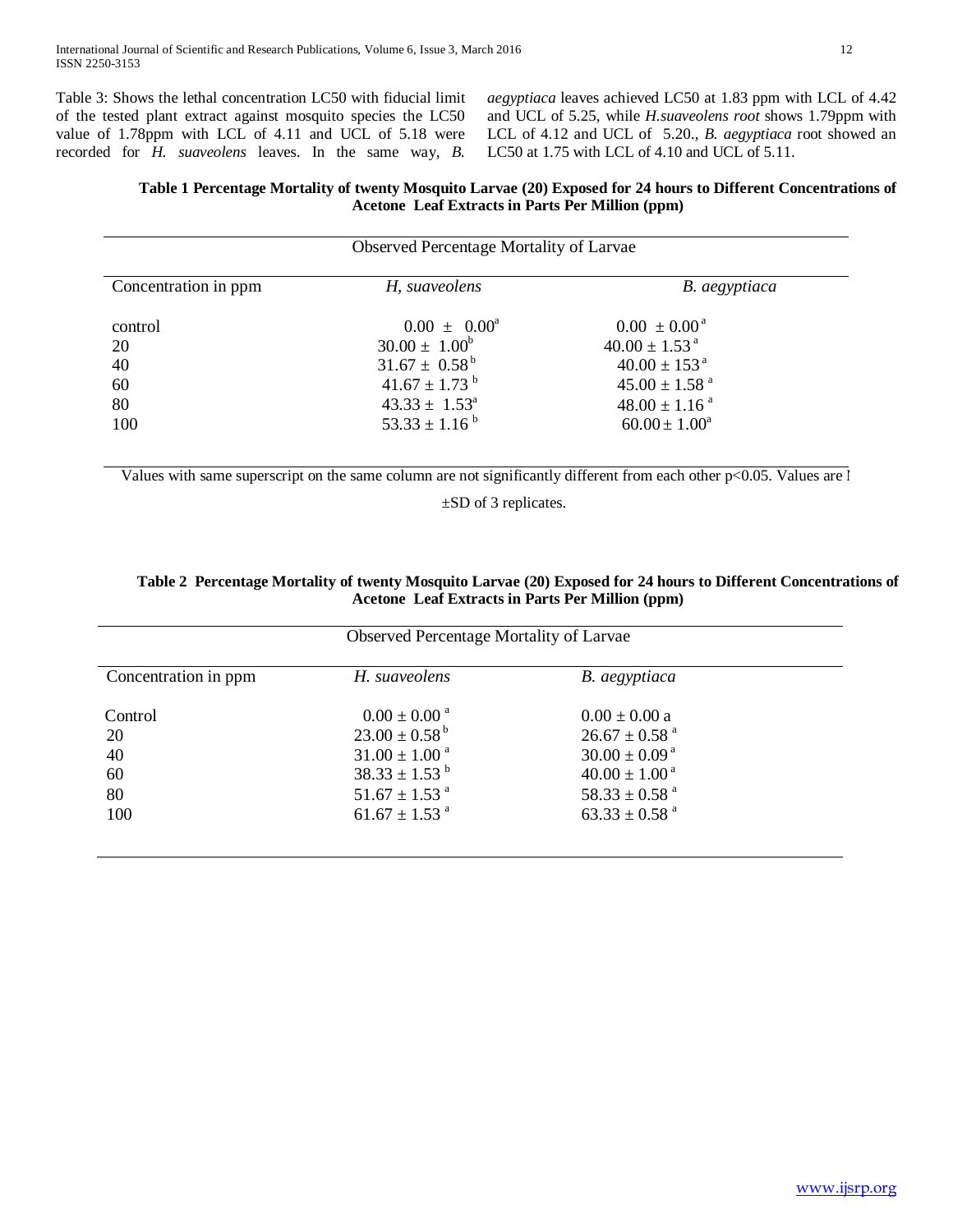Table 3: Shows the lethal concentration LC50 with fiducial limit of the tested plant extract against mosquito species the LC50 value of 1.78ppm with LCL of 4.11 and UCL of 5.18 were recorded for *H. suaveolens* leaves. In the same way, *B. aegyptiaca* leaves achieved LC50 at 1.83 ppm with LCL of 4.42 and UCL of 5.25, while *H.suaveolens root* shows 1.79ppm with LCL of 4.12 and UCL of 5.20., *B. aegyptiaca* root showed an LC50 at 1.75 with LCL of 4.10 and UCL of 5.11.

**Table 1 Percentage Mortality of twenty Mosquito Larvae (20) Exposed for 24 hours to Different Concentrations of Acetone Leaf Extracts in Parts Per Million (ppm)**

| Observed Percentage Mortality of Larvae | | |
|---|---|---|
| Concentration in ppm | *H, suaveolens* | *B. aegyptiaca* |
| control | $0.00 \pm 0.00^{a}$ | $0.00 \pm 0.00^{a}$ |
| 20 | $30.00 \pm 1.00^{b}$ | $40.00 \pm 1.53^{a}$ |
| 40 | $31.67 \pm 0.58^{b}$ | $40.00 \pm 153^{a}$ |
| 60 | $41.67 \pm 1.73^{b}$ | $45.00 \pm 1.58^{a}$ |
| 80 | $43.33 \pm 1.53^{a}$ | $48.00 \pm 1.16^{a}$ |
| 100 | $53.33 \pm 1.16^{b}$ | $60.00 \pm 1.00^{a}$ |

Values with same superscript on the same column are not significantly different from each other $p<0.05$. Values are l ±SD of 3 replicates.

**Table 2 Percentage Mortality of twenty Mosquito Larvae (20) Exposed for 24 hours to Different Concentrations of Acetone Leaf Extracts in Parts Per Million (ppm)**

| Observed Percentage Mortality of Larvae | | |
|---|---|---|
| Concentration in ppm | *H. suaveolens* | *B. aegyptiaca* |
| Control | $0.00 \pm 0.00^{a}$ | $0.00 \pm 0.00$ a |
| 20 | $23.00 \pm 0.58^{b}$ | $26.67 \pm 0.58^{a}$ |
| 40 | $31.00 \pm 1.00^{a}$ | $30.00 \pm 0.09^{a}$ |
| 60 | $38.33 \pm 1.53^{b}$ | $40.00 \pm 1.00^{a}$ |
| 80 | $51.67 \pm 1.53^{a}$ | $58.33 \pm 0.58^{a}$ |
| 100 | $61.67 \pm 1.53^{a}$ | $63.33 \pm 0.58^{a}$ |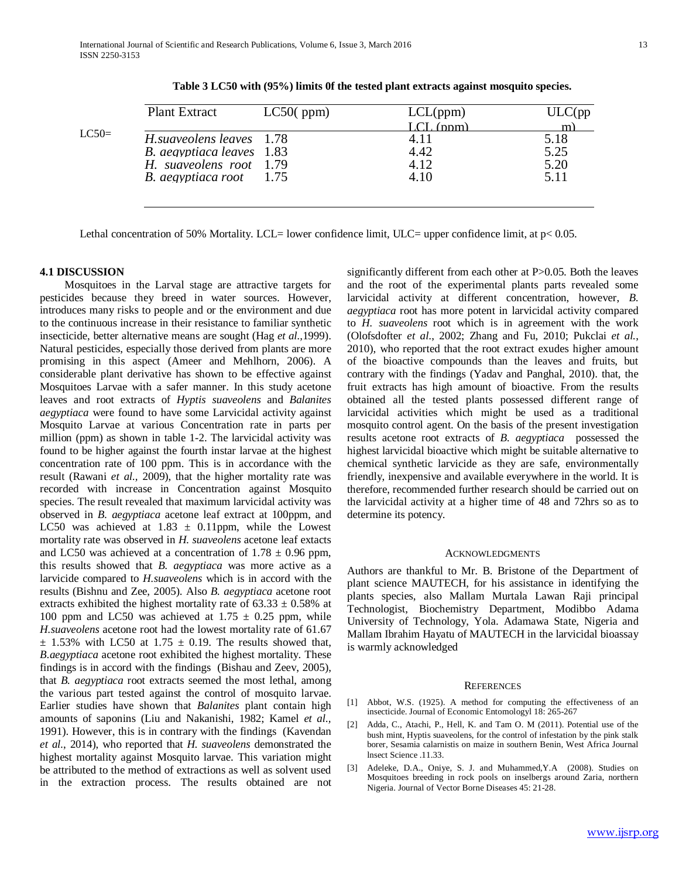**Table 3 LC50 with (95%) limits 0f the tested plant extracts against mosquito species.**

| | Plant Extract | LC50( ppm) | LCL(ppm) LCL (ppm) | ULC(ppm) |
|---|---|---|---|---|
| LC50= | *H.suaveolens leaves* | 1.78 | 4.11 | 5.18 |
| | *B. aegyptiaca leaves* | 1.83 | 4.42 | 5.25 |
| | *H. suaveolens root* | 1.79 | 4.12 | 5.20 |
| | *B. aegyptiaca root* | 1.75 | 4.10 | 5.11 |

Lethal concentration of 50% Mortality. LCL= lower confidence limit, ULC= upper confidence limit, at $p< 0.05$.

### 4.1 DISCUSSION

Mosquitoes in the Larval stage are attractive targets for pesticides because they breed in water sources. However, introduces many risks to people and or the environment and due to the continuous increase in their resistance to familiar synthetic insecticide, better alternative means are sought (Hag *et al.*,1999). Natural pesticides, especially those derived from plants are more promising in this aspect (Ameer and Mehlhorn, 2006). A considerable plant derivative has shown to be effective against Mosquitoes Larvae with a safer manner. In this study acetone leaves and root extracts of *Hyptis suaveolens* and *Balanites aegyptiaca* were found to have some Larvicidal activity against Mosquito Larvae at various Concentration rate in parts per million (ppm) as shown in table 1-2. The larvicidal activity was found to be higher against the fourth instar larvae at the highest concentration rate of 100 ppm. This is in accordance with the result (Rawani *et al.,* 2009), that the higher mortality rate was recorded with increase in Concentration against Mosquito species. The result revealed that maximum larvicidal activity was observed in *B. aegyptiaca* acetone leaf extract at 100ppm, and LC50 was achieved at $1.83 \pm 0.11$ppm, while the Lowest mortality rate was observed in *H. suaveolens* acetone leaf extacts and LC50 was achieved at a concentration of $1.78 \pm 0.96$ ppm, this results showed that *B. aegyptiaca* was more active as a larvicide compared to *H.suaveolens* which is in accord with the results (Bishnu and Zee, 2005). Also *B. aegyptiaca* acetone root extracts exhibited the highest mortality rate of $63.33 \pm 0.58\%$ at 100 ppm and LC50 was achieved at $1.75 \pm 0.25$ ppm, while *H.suaveolens* acetone root had the lowest mortality rate of $61.67 \pm 1.53\%$ with LC50 at $1.75 \pm 0.19$. The results showed that, *B.aegyptiaca* acetone root exhibited the highest mortality. These findings is in accord with the findings (Bishau and Zeev, 2005), that *B. aegyptiaca* root extracts seemed the most lethal, among the various part tested against the control of mosquito larvae. Earlier studies have shown that *Balanites* plant contain high amounts of saponins (Liu and Nakanishi, 1982; Kamel *et al.,* 1991). However, this is in contrary with the findings (Kavendan *et al.*, 2014), who reported that *H. suaveolens* demonstrated the highest mortality against Mosquito larvae. This variation might be attributed to the method of extractions as well as solvent used in the extraction process. The results obtained are not significantly different from each other at $P>0.05$. Both the leaves and the root of the experimental plants parts revealed some larvicidal activity at different concentration, however, *B. aegyptiaca* root has more potent in larvicidal activity compared to *H. suaveolens* root which is in agreement with the work (Olofsdofter *et al.*, 2002; Zhang and Fu, 2010; Pukclai *et al.*, 2010), who reported that the root extract exudes higher amount of the bioactive compounds than the leaves and fruits, but contrary with the findings (Yadav and Panghal, 2010). that, the fruit extracts has high amount of bioactive. From the results obtained all the tested plants possessed different range of larvicidal activities which might be used as a traditional mosquito control agent. On the basis of the present investigation results acetone root extracts of *B. aegyptiaca* possessed the highest larvicidal bioactive which might be suitable alternative to chemical synthetic larvicide as they are safe, environmentally friendly, inexpensive and available everywhere in the world. It is therefore, recommended further research should be carried out on the larvicidal activity at a higher time of 48 and 72hrs so as to determine its potency.

### ACKNOWLEDGMENTS

Authors are thankful to Mr. B. Bristone of the Department of plant science MAUTECH, for his assistance in identifying the plants species, also Mallam Murtala Lawan Raji principal Technologist, Biochemistry Department, Modibbo Adama University of Technology, Yola. Adamawa State, Nigeria and Mallam Ibrahim Hayatu of MAUTECH in the larvicidal bioassay is warmly acknowledged

### REFERENCES

[1] Abbot, W.S. (1925). A method for computing the effectiveness of an insecticide. Journal of Economic Entomologyl 18: 265-267

[2] Adda, C., Atachi, P., Hell, K. and Tam O. M (2011). Potential use of the bush mint, Hyptis suaveolens, for the control of infestation by the pink stalk borer, Sesamia calarnistis on maize in southern Benin, West Africa Journal lnsect Science .11.33.

[3] Adeleke, D.A., Oniye, S. J. and Muhammed,Y.A (2008). Studies on Mosquitoes breeding in rock pools on inselbergs around Zaria, northern Nigeria. Journal of Vector Borne Diseases 45: 21-28.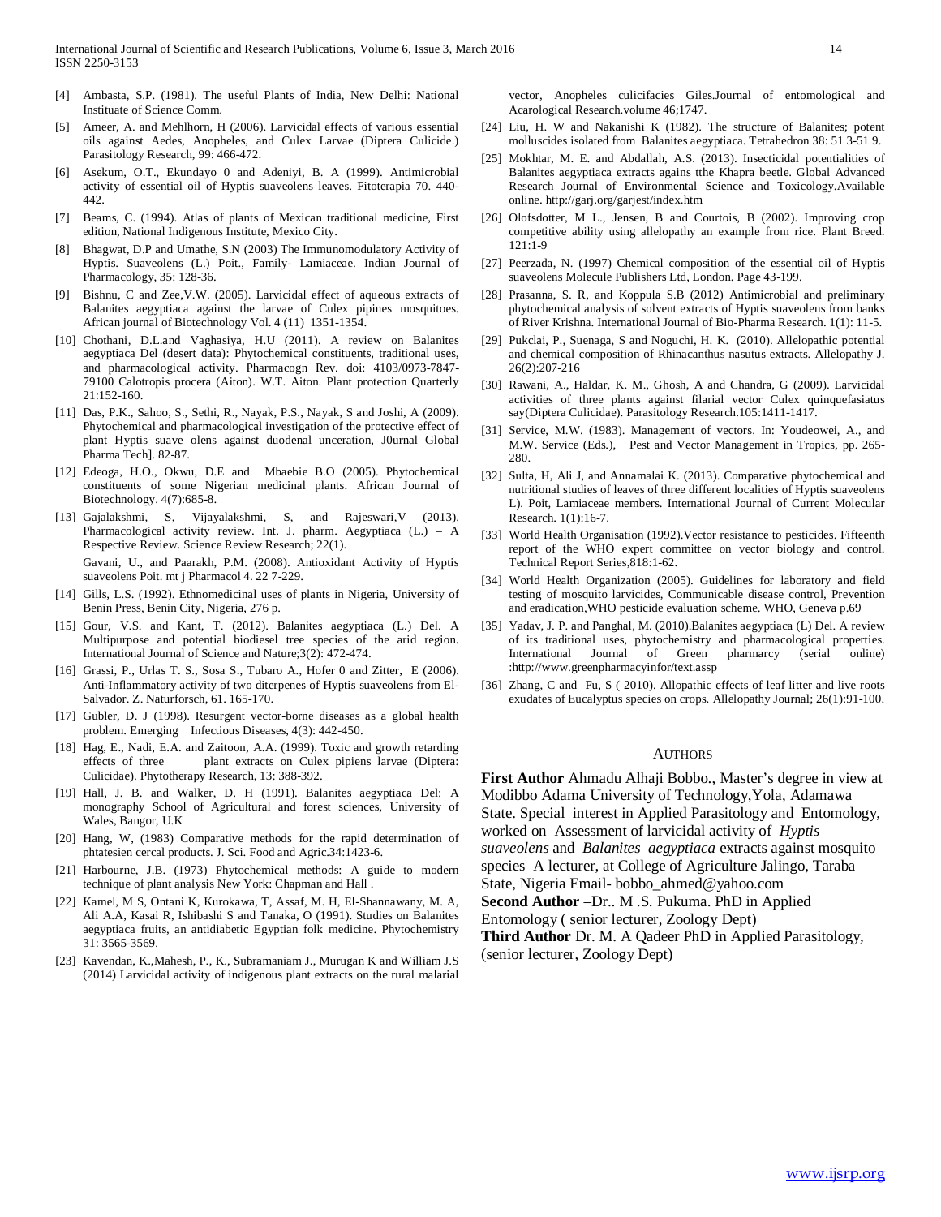[4] Ambasta, S.P. (1981). The useful Plants of India, New Delhi: National Instituate of Science Comm.

[5] Ameer, A. and Mehlhorn, H (2006). Larvicidal effects of various essential oils against Aedes, Anopheles, and Culex Larvae (Diptera Culicide.) Parasitology Research, 99: 466-472.

[6] Asekum, O.T., Ekundayo 0 and Adeniyi, B. A (1999). Antimicrobial activity of essential oil of Hyptis suaveolens leaves. Fitoterapia 70. 440-442.

[7] Beams, C. (1994). Atlas of plants of Mexican traditional medicine, First edition, National Indigenous Institute, Mexico City.

[8] Bhagwat, D.P and Umathe, S.N (2003) The Immunomodulatory Activity of Hyptis. Suaveolens (L.) Poit., Family- Lamiaceae. Indian Journal of Pharmacology, 35: 128-36.

[9] Bishnu, C and Zee,V.W. (2005). Larvicidal effect of aqueous extracts of Balanites aegyptiaca against the larvae of Culex pipines mosquitoes. African journal of Biotechnology Vol. 4 (11) 1351-1354.

[10] Chothani, D.L.and Vaghasiya, H.U (2011). A review on Balanites aegypticaca Del (desert data): Phytochemical constituents, traditional uses, and pharmacological activity. Pharmacogn Rev. doi: 4103/0973-7847-79100 Calotropis procera (Aiton). W.T. Aiton. Plant protection Quarterly 21:152-160.

[11] Das, P.K., Sahoo, S., Sethi, R., Nayak, P.S., Nayak, S and Joshi, A (2009). Phytochemical and pharmacological investigation of the protective effect of plant Hyptis suave olens against duodenal unceration, J0urnal Global Pharma Tech]. 82-87.

[12] Edeoga, H.O., Okwu, D.E and Mbaebie B.O (2005). Phytochemical constituents of some Nigerian medicinal plants. African Journal of Biotechnology. 4(7):685-8.

[13] Gajalakshmi, S, Vijayalakshmi, S, and Rajeswari,V (2013). Pharmacological activity review. Int. J. pharm. Aegyptiaca (L.) – A Respective Review. Science Review Research; 22(1).

Gavani, U., and Paarakh, P.M. (2008). Antioxidant Activity of Hyptis suaveolens Poit. mt j Pharmacol 4. 22 7-229.

[14] Gills, L.S. (1992). Ethnomedicinal uses of plants in Nigeria, University of Benin Press, Benin City, Nigeria, 276 p.

[15] Gour, V.S. and Kant, T. (2012). Balanites aegyptiaca (L.) Del. A Multipurpose and potential biodiesel tree species of the arid region. International Journal of Science and Nature;3(2): 472-474.

[16] Grassi, P., Urlas T. S., Sosa S., Tubaro A., Hofer 0 and Zitter, E (2006). Anti-Inflammatory activity of two diterpenes of Hyptis suaveolens from El-Salvador. Z. Naturforsch, 61. 165-170.

[17] Gubler, D. J (1998). Resurgent vector-borne diseases as a global health problem. Emerging Infectious Diseases, 4(3): 442-450.

[18] Hag, E., Nadi, E.A. and Zaitoon, A.A. (1999). Toxic and growth retarding effects of three plant extracts on Culex pipiens larvae (Diptera: Culicidae). Phytotherapy Research, 13: 388-392.

[19] Hall, J. B. and Walker, D. H (1991). Balanites aegyptiaca Del: A monography School of Agricultural and forest sciences, University of Wales, Bangor, U.K

[20] Hang, W, (1983) Comparative methods for the rapid determination of phtatesien cercal products. J. Sci. Food and Agric.34:1423-6.

[21] Harbourne, J.B. (1973) Phytochemical methods: A guide to modern technique of plant analysis New York: Chapman and Hall .

[22] Kamel, M S, Ontani K, Kurokawa, T, Assaf, M. H, El-Shannawany, M. A, Ali A.A, Kasai R, Ishibashi S and Tanaka, O (1991). Studies on Balanites aegyptiaca fruits, an antidiabetic Egyptian folk medicine. Phytochemistry 31: 3565-3569.

[23] Kavendan, K.,Mahesh, P., K., Subramaniam J., Murugan K and William J.S (2014) Larvicidal activity of indigenous plant extracts on the rural malarial vector, Anopheles culicifacies Giles.Journal of entomological and Acarological Research.volume 46;1747.

[24] Liu, H. W and Nakanishi K (1982). The structure of Balanites; potent molluscides isolated from Balanites aegyptiaca. Tetrahedron 38: 51 3-51 9.

[25] Mokhtar, M. E. and Abdallah, A.S. (2013). Insecticidal potentialities of Balanites aegyptiaca extracts agains tthe Khapra beetle. Global Advanced Research Journal of Environmental Science and Toxicology.Available online. http://garj.org/garjest/index.htm

[26] Olofsdotter, M L., Jensen, B and Courtois, B (2002). Improving crop competitive ability using allelopathy an example from rice. Plant Breed. 121:1-9

[27] Peerzada, N. (1997) Chemical composition of the essential oil of Hyptis suaveolens Molecule Publishers Ltd, London. Page 43-199.

[28] Prasanna, S. R, and Koppula S.B (2012) Antimicrobial and preliminary phytochemical analysis of solvent extracts of Hyptis suaveolens from banks of River Krishna. International Journal of Bio-Pharma Research. 1(1): 11-5.

[29] Pukclai, P., Suenaga, S and Noguchi, H. K. (2010). Allelopathic potential and chemical composition of Rhinacanthus nasutus extracts. Allelopathy J. 26(2):207-216

[30] Rawani, A., Haldar, K. M., Ghosh, A and Chandra, G (2009). Larvicidal activities of three plants against filarial vector Culex quinquefasiatus say(Diptera Culicidae). Parasitology Research.105:1411-1417.

[31] Service, M.W. (1983). Management of vectors. In: Youdeowei, A., and M.W. Service (Eds.), Pest and Vector Management in Tropics, pp. 265-280.

[32] Sulta, H, Ali J, and Annamalai K. (2013). Comparative phytochemical and nutritional studies of leaves of three different localities of Hyptis suaveolens L). Poit, Lamiaceae members. International Journal of Current Molecular Research. 1(1):16-7.

[33] World Health Organisation (1992).Vector resistance to pesticides. Fifteenth report of the WHO expert committee on vector biology and control. Technical Report Series,818:1-62.

[34] World Health Organization (2005). Guidelines for laboratory and field testing of mosquito larvicides, Communicable disease control, Prevention and eradication,WHO pesticide evaluation scheme. WHO, Geneva p.69

[35] Yadav, J. P. and Panghal, M. (2010).Balanites aegyptiaca (L) Del. A review of its traditional uses, phytochemistry and pharmacological properties. International Journal of Green pharmarcy (serial online) :http://www.greenpharmacyinfor/text.assp

[36] Zhang, C and Fu, S ( 2010). Allopathic effects of leaf litter and live roots exudates of Eucalyptus species on crops. Allelopathy Journal; 26(1):91-100.

## AUTHORS

**First Author** Ahmadu Alhaji Bobbo., Master's degree in view at Modibbo Adama University of Technology,Yola, Adamawa State. Special interest in Applied Parasitology and Entomology, worked on Assessment of larvicidal activity of *Hyptis suaveolens* and *Balanites aegyptiaca* extracts against mosquito species A lecturer, at College of Agriculture Jalingo, Taraba State, Nigeria Email- bobbo_ahmed@yahoo.com

**Second Author** –Dr.. M .S. Pukuma. PhD in Applied Entomology ( senior lecturer, Zoology Dept)

**Third Author** Dr. M. A Qadeer PhD in Applied Parasitology, (senior lecturer, Zoology Dept)